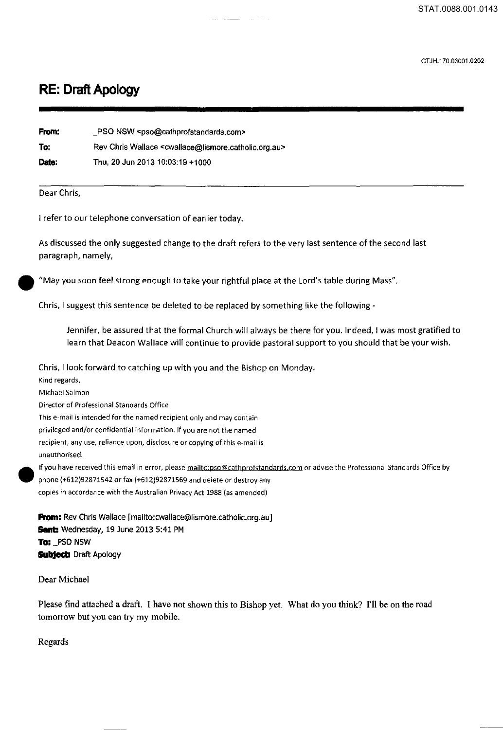# RE: Draft Apology

**From:** _PSO NSW <pso@cathprofstandards.com>
**To:** Rev Chris Wallace <cwallace@lismore.catholic.org.au>
**Date:** Thu, 20 Jun 2013 10:03:19 +1000

Dear Chris,

I refer to our telephone conversation of earlier today.

As discussed the only suggested change to the draft refers to the very last sentence of the second last paragraph, namely,

"May you soon feel strong enough to take your rightful place at the Lord's table during Mass".

Chris, I suggest this sentence be deleted to be replaced by something like the following -

> Jennifer, be assured that the formal Church will always be there for you. Indeed, I was most gratified to learn that Deacon Wallace will continue to provide pastoral support to you should that be your wish.

Chris, I look forward to catching up with you and the Bishop on Monday.

Kind regards,

Michael Salmon

Director of Professional Standards Office

This e-mail is intended for the named recipient only and may contain privileged and/or confidential information. If you are not the named recipient, any use, reliance upon, disclosure or copying of this e-mail is unauthorised.

If you have received this email in error, please mailto:pso@cathprofstandards.com or advise the Professional Standards Office by phone (+612)92871542 or fax (+612)92871569 and delete or destroy any copies in accordance with the Australian Privacy Act 1988 (as amended)

**From:** Rev Chris Wallace [mailto:cwallace@lismore.catholic.org.au]
**Sent:** Wednesday, 19 June 2013 5:41 PM
**To:** _PSO NSW
**Subject:** Draft Apology

Dear Michael

Please find attached a draft. I have not shown this to Bishop yet. What do you think? I'll be on the road tomorrow but you can try my mobile.

Regards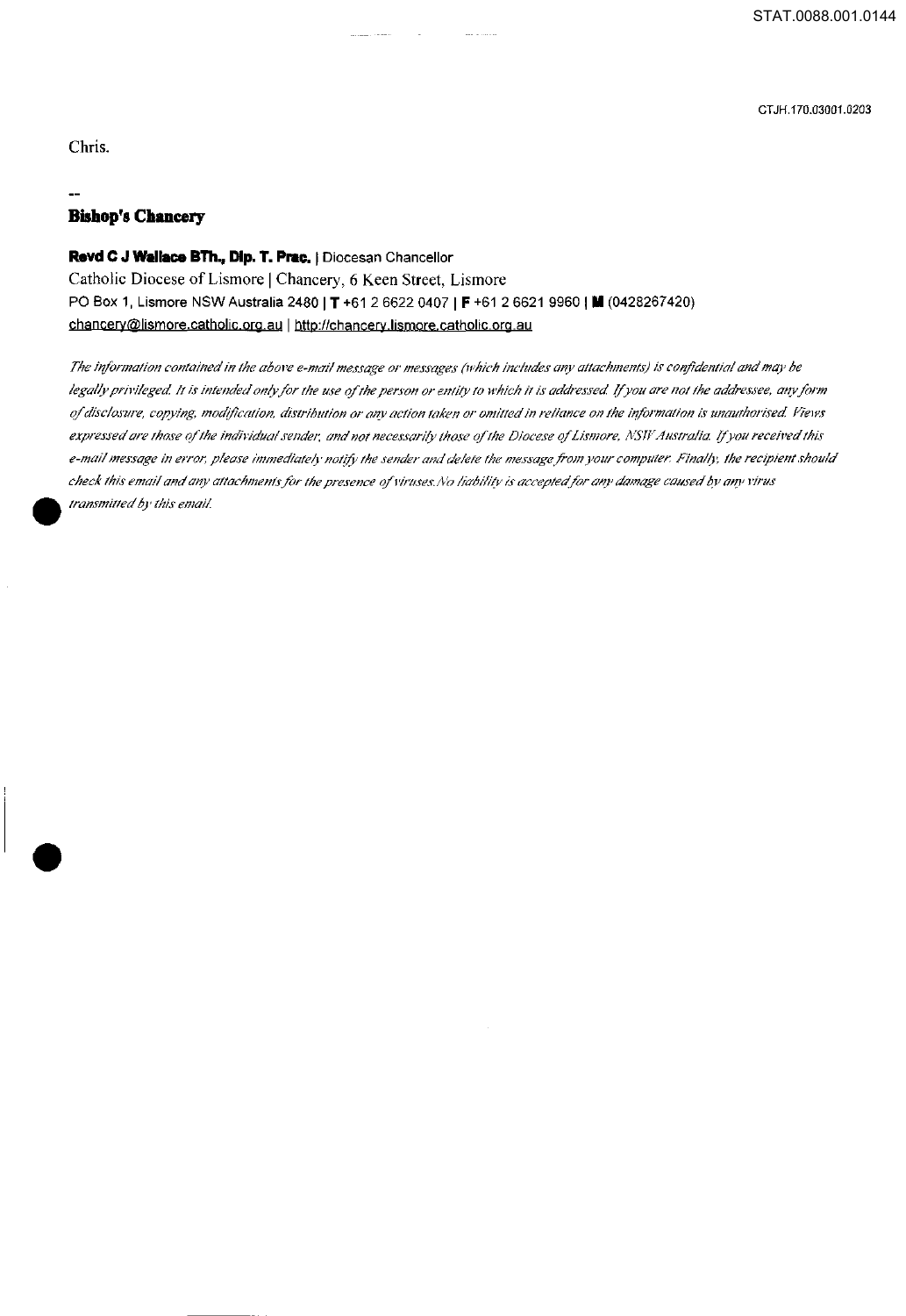Chris.

--

**Bishop's Chancery**

**Revd C J Wallace BTh., Dip. T. Prac.** | Diocesan Chancellor
Catholic Diocese of Lismore | Chancery, 6 Keen Street, Lismore
PO Box 1, Lismore NSW Australia 2480 | **T** +61 2 6622 0407 | **F** +61 2 6621 9960 | **M** (0428267420)
chancery@lismore.catholic.org.au | http://chancery.lismore.catholic.org.au

*The information contained in the above e-mail message or messages (which includes any attachments) is confidential and may be legally privileged. It is intended only for the use of the person or entity to which it is addressed. If you are not the addressee, any form of disclosure, copying, modification, distribution or any action taken or omitted in reliance on the information is unauthorised. Views expressed are those of the individual sender, and not necessarily those of the Diocese of Lismore, NSW Australia. If you received this e-mail message in error, please immediately notify the sender and delete the message from your computer. Finally, the recipient should check this email and any attachments for the presence of viruses. No liability is accepted for any damage caused by any virus transmitted by this email.*